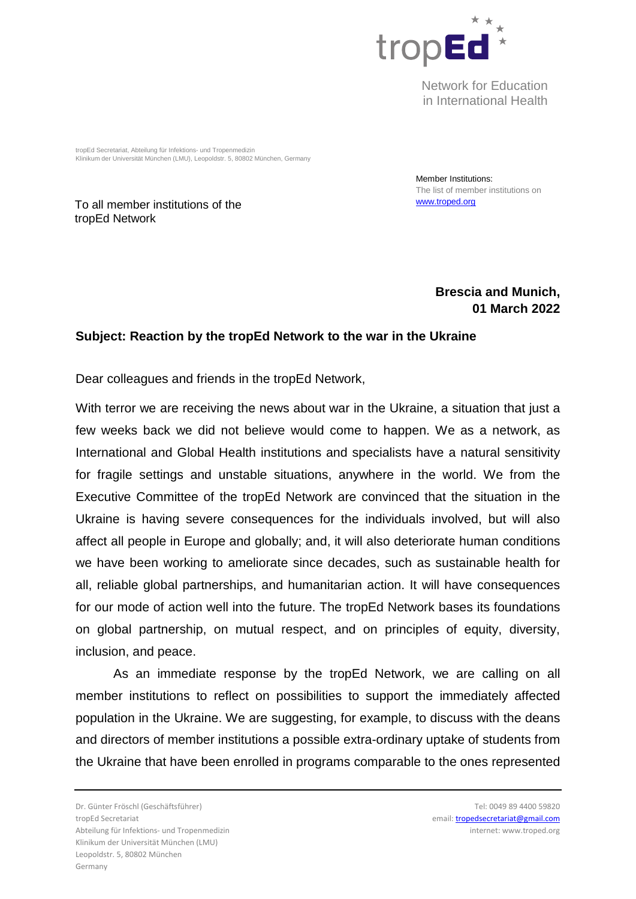tropEd

Network for Education in International Health

tropEd Secretariat, Abteilung für Infektions- und Tropenmedizin
Klinikum der Universität München (LMU), Leopoldstr. 5, 80802 München, Germany

Member Institutions:
The list of member institutions on [www.troped.org](http://www.troped.org)

To all member institutions of the tropEd Network

**Brescia and Munich, 01 March 2022**

**Subject: Reaction by the tropEd Network to the war in the Ukraine**

Dear colleagues and friends in the tropEd Network,

With terror we are receiving the news about war in the Ukraine, a situation that just a few weeks back we did not believe would come to happen. We as a network, as International and Global Health institutions and specialists have a natural sensitivity for fragile settings and unstable situations, anywhere in the world. We from the Executive Committee of the tropEd Network are convinced that the situation in the Ukraine is having severe consequences for the individuals involved, but will also affect all people in Europe and globally; and, it will also deteriorate human conditions we have been working to ameliorate since decades, such as sustainable health for all, reliable global partnerships, and humanitarian action. It will have consequences for our mode of action well into the future. The tropEd Network bases its foundations on global partnership, on mutual respect, and on principles of equity, diversity, inclusion, and peace.

As an immediate response by the tropEd Network, we are calling on all member institutions to reflect on possibilities to support the immediately affected population in the Ukraine. We are suggesting, for example, to discuss with the deans and directors of member institutions a possible extra-ordinary uptake of students from the Ukraine that have been enrolled in programs comparable to the ones represented

Dr. Günter Fröschl (Geschäftsführer)
tropEd Secretariat
Abteilung für Infektions- und Tropenmedizin
Klinikum der Universität München (LMU)
Leopoldstr. 5, 80802 München
Germany

Tel: 0049 89 4400 59820
email: [tropedsecretariat@gmail.com](mailto:tropedsecretariat@gmail.com)
internet: www.troped.org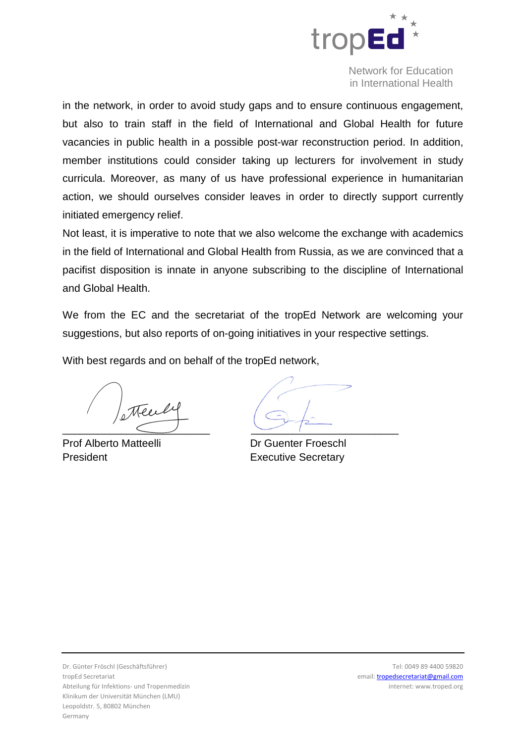in the network, in order to avoid study gaps and to ensure continuous engagement, but also to train staff in the field of International and Global Health for future vacancies in public health in a possible post-war reconstruction period. In addition, member institutions could consider taking up lecturers for involvement in study curricula. Moreover, as many of us have professional experience in humanitarian action, we should ourselves consider leaves in order to directly support currently initiated emergency relief.

Not least, it is imperative to note that we also welcome the exchange with academics in the field of International and Global Health from Russia, as we are convinced that a pacifist disposition is innate in anyone subscribing to the discipline of International and Global Health.

We from the EC and the secretariat of the tropEd Network are welcoming your suggestions, but also reports of on-going initiatives in your respective settings.

With best regards and on behalf of the tropEd network,

Prof Alberto Matteelli
President

Dr Guenter Froeschl
Executive Secretary

Dr. Günter Fröschl (Geschäftsführer)
tropEd Secretariat
Abteilung für Infektions- und Tropenmedizin
Klinikum der Universität München (LMU)
Leopoldstr. 5, 80802 München
Germany

Tel: 0049 89 4400 59820
email: tropedsecretariat@gmail.com
internet: www.troped.org